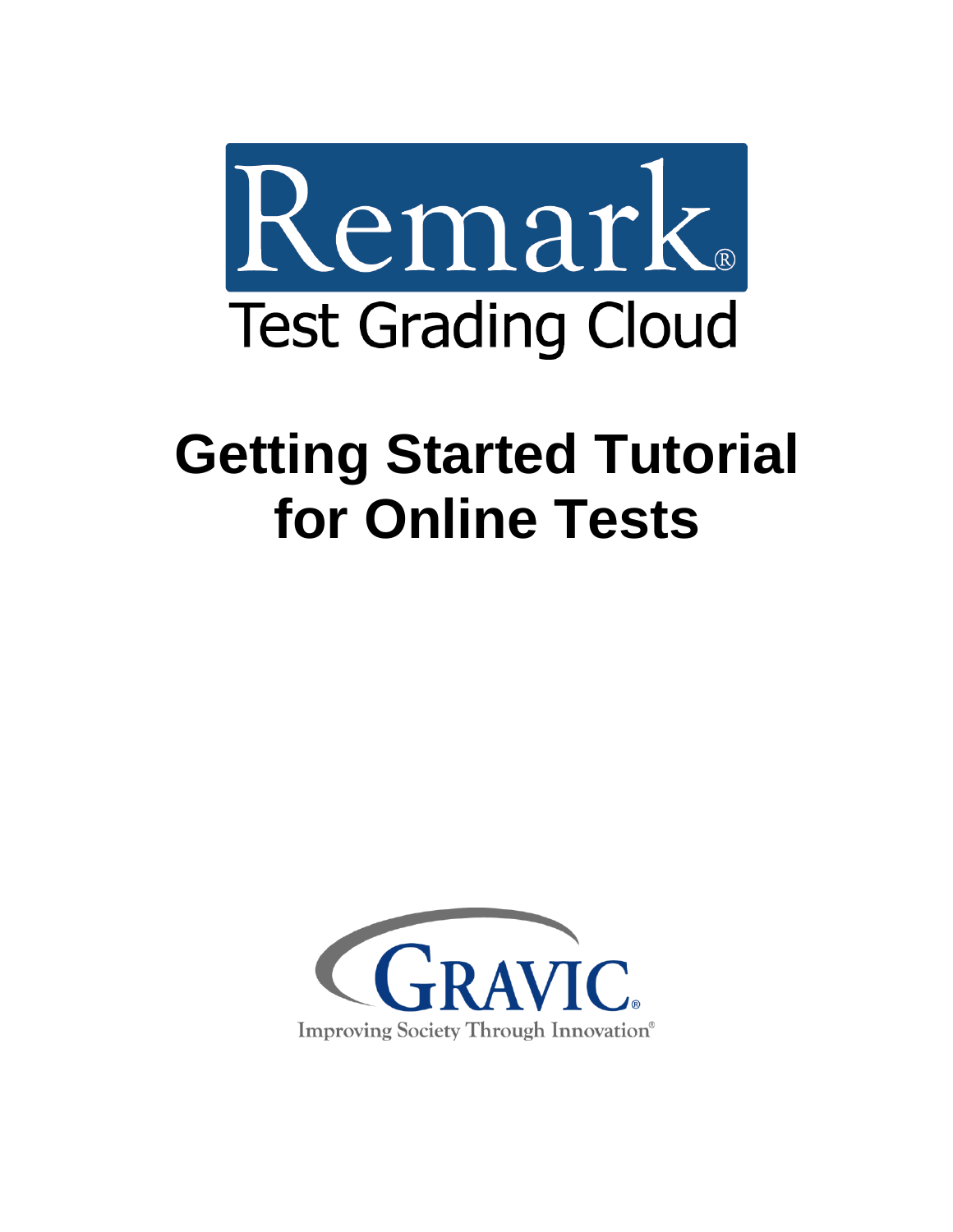Remark®

Test Grading Cloud

# Getting Started Tutorial for Online Tests

GRAVIC®

Improving Society Through Innovation®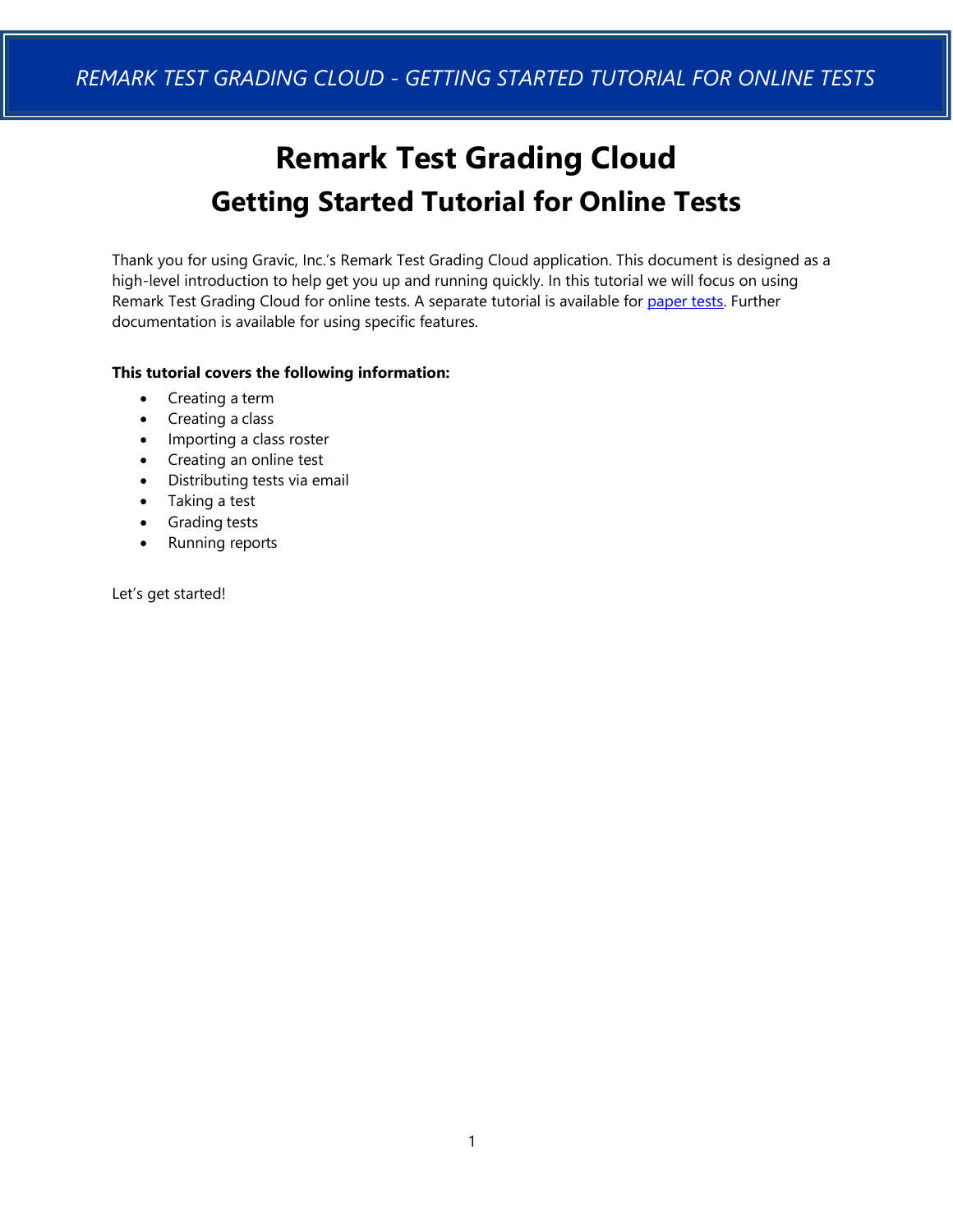# Remark Test Grading Cloud

## Getting Started Tutorial for Online Tests

Thank you for using Gravic, Inc.'s Remark Test Grading Cloud application. This document is designed as a high-level introduction to help get you up and running quickly. In this tutorial we will focus on using Remark Test Grading Cloud for online tests. A separate tutorial is available for paper tests. Further documentation is available for using specific features.

**This tutorial covers the following information:**

- Creating a term
- Creating a class
- Importing a class roster
- Creating an online test
- Distributing tests via email
- Taking a test
- Grading tests
- Running reports

Let's get started!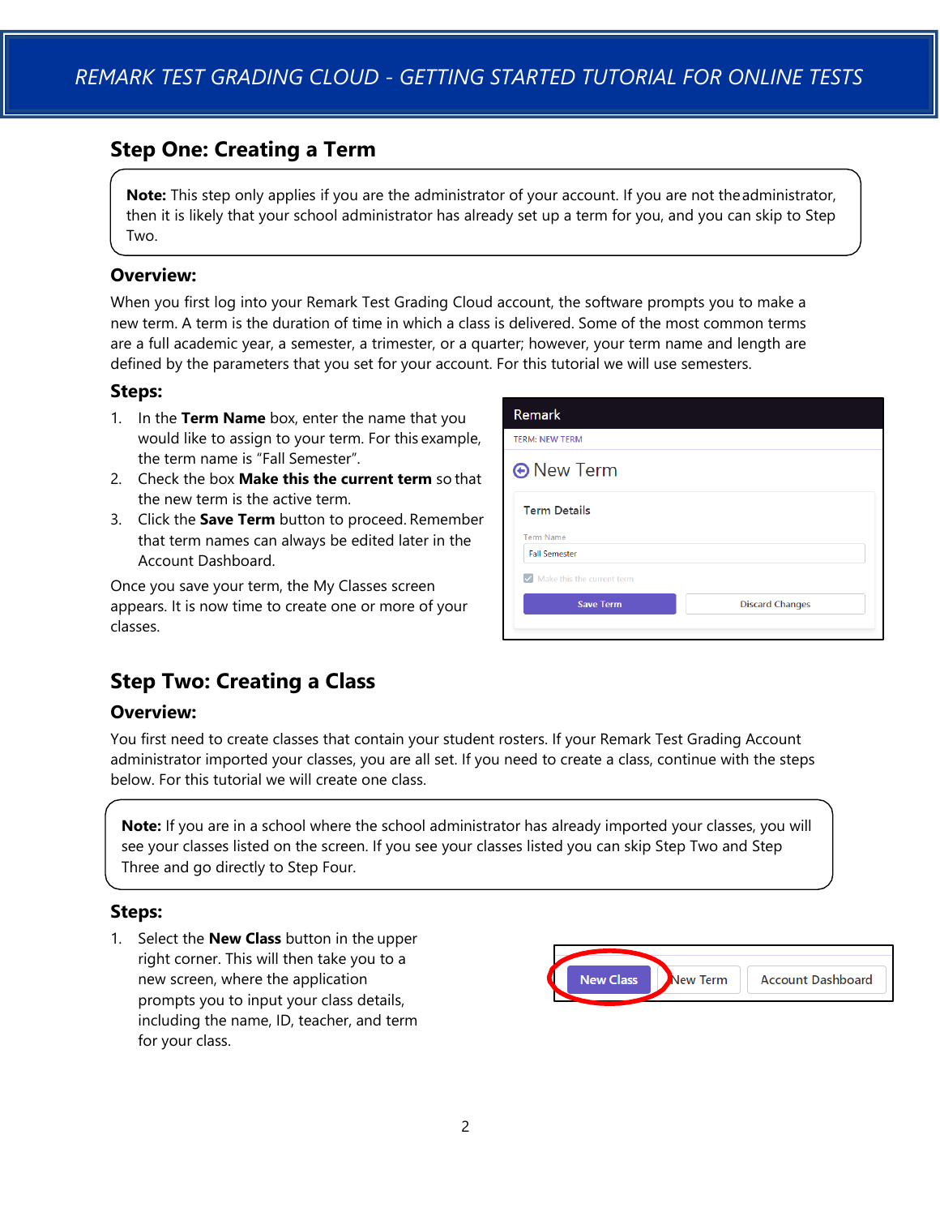## Step One: Creating a Term

> **Note:** This step only applies if you are the administrator of your account. If you are not the administrator, then it is likely that your school administrator has already set up a term for you, and you can skip to Step Two.

### Overview:

When you first log into your Remark Test Grading Cloud account, the software prompts you to make a new term. A term is the duration of time in which a class is delivered. Some of the most common terms are a full academic year, a semester, a trimester, or a quarter; however, your term name and length are defined by the parameters that you set for your account. For this tutorial we will use semesters.

### Steps:

1. In the **Term Name** box, enter the name that you would like to assign to your term. For this example, the term name is "Fall Semester".
2. Check the box **Make this the current term** so that the new term is the active term.
3. Click the **Save Term** button to proceed. Remember that term names can always be edited later in the Account Dashboard.

Once you save your term, the My Classes screen appears. It is now time to create one or more of your classes.

## Step Two: Creating a Class

### Overview:

You first need to create classes that contain your student rosters. If your Remark Test Grading Account administrator imported your classes, you are all set. If you need to create a class, continue with the steps below. For this tutorial we will create one class.

> **Note:** If you are in a school where the school administrator has already imported your classes, you will see your classes listed on the screen. If you see your classes listed you can skip Step Two and Step Three and go directly to Step Four.

### Steps:

1. Select the **New Class** button in the upper right corner. This will then take you to a new screen, where the application prompts you to input your class details, including the name, ID, teacher, and term for your class.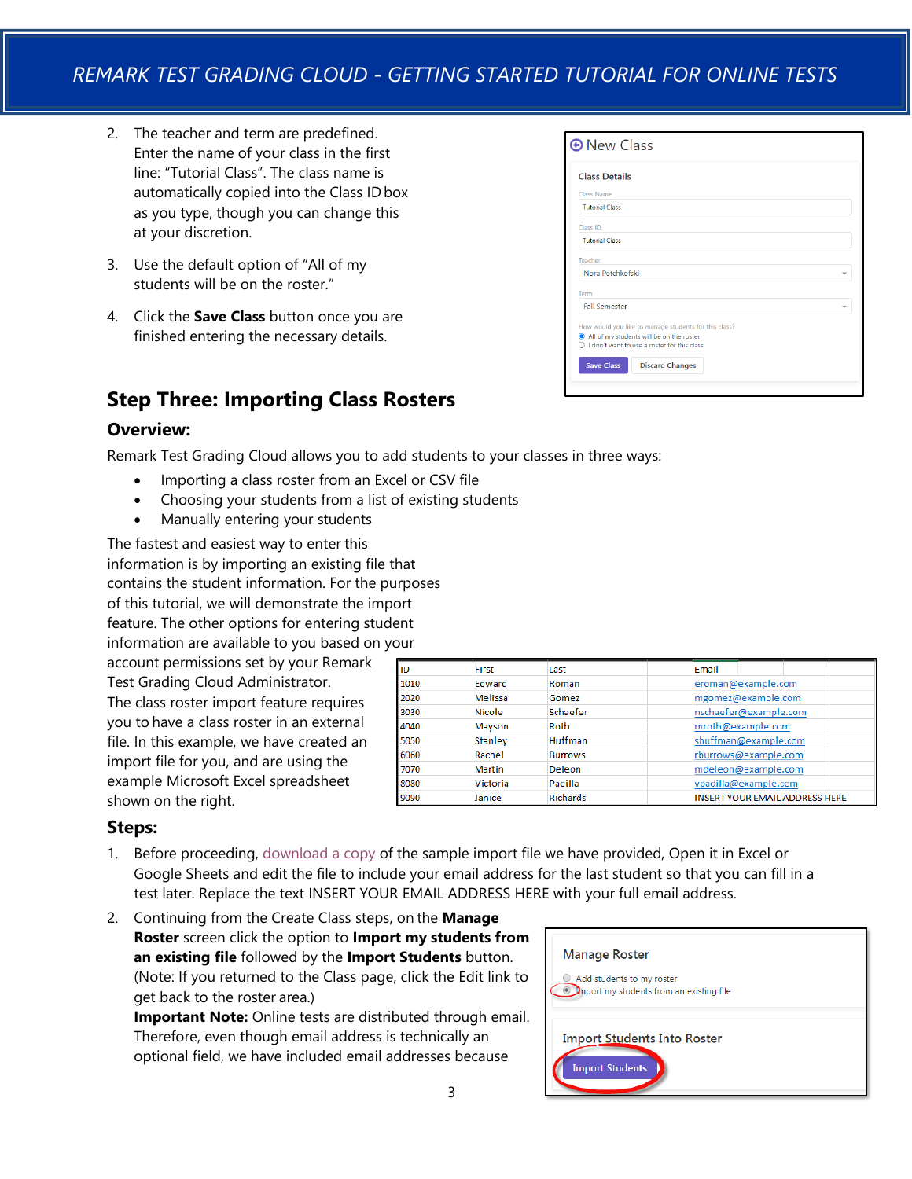2. The teacher and term are predefined. Enter the name of your class in the first line: "Tutorial Class". The class name is automatically copied into the Class ID box as you type, though you can change this at your discretion.

3. Use the default option of "All of my students will be on the roster."

4. Click the **Save Class** button once you are finished entering the necessary details.

New Class

Class Details

Class Name: Tutorial Class

Class ID: Tutorial Class

Teacher: Nora Petchkofski

Term: Fall Semester

How would you like to manage students for this class?

- (•) All of my students will be on the roster
- ( ) I don't want to use a roster for this class

Save Class | Discard Changes

## Step Three: Importing Class Rosters

### Overview:

Remark Test Grading Cloud allows you to add students to your classes in three ways:

- Importing a class roster from an Excel or CSV file
- Choosing your students from a list of existing students
- Manually entering your students

The fastest and easiest way to enter this information is by importing an existing file that contains the student information. For the purposes of this tutorial, we will demonstrate the import feature. The other options for entering student information are available to you based on your account permissions set by your Remark Test Grading Cloud Administrator.

The class roster import feature requires you to have a class roster in an external file. In this example, we have created an import file for you, and are using the example Microsoft Excel spreadsheet shown on the right.

| ID | First | Last | Email |
|---|---|---|---|
| 1010 | Edward | Roman | eroman@example.com |
| 2020 | Melissa | Gomez | mgomez@example.com |
| 3030 | Nicole | Schaefer | nschaefer@example.com |
| 4040 | Mayson | Roth | mroth@example.com |
| 5050 | Stanley | Huffman | shuffman@example.com |
| 6060 | Rachel | Burrows | rburrows@example.com |
| 7070 | Martin | Deleon | mdeleon@example.com |
| 8080 | Victoria | Padilla | vpadilla@example.com |
| 9090 | Janice | Richards | INSERT YOUR EMAIL ADDRESS HERE |

### Steps:

1. Before proceeding, download a copy of the sample import file we have provided, Open it in Excel or Google Sheets and edit the file to include your email address for the last student so that you can fill in a test later. Replace the text INSERT YOUR EMAIL ADDRESS HERE with your full email address.

2. Continuing from the Create Class steps, on the **Manage Roster** screen click the option to **Import my students from an existing file** followed by the **Import Students** button. (Note: If you returned to the Class page, click the Edit link to get back to the roster area.)
   **Important Note:** Online tests are distributed through email. Therefore, even though email address is technically an optional field, we have included email addresses because

Manage Roster

- ( ) Add students to my roster
- (•) Import my students from an existing file

Import Students Into Roster

Import Students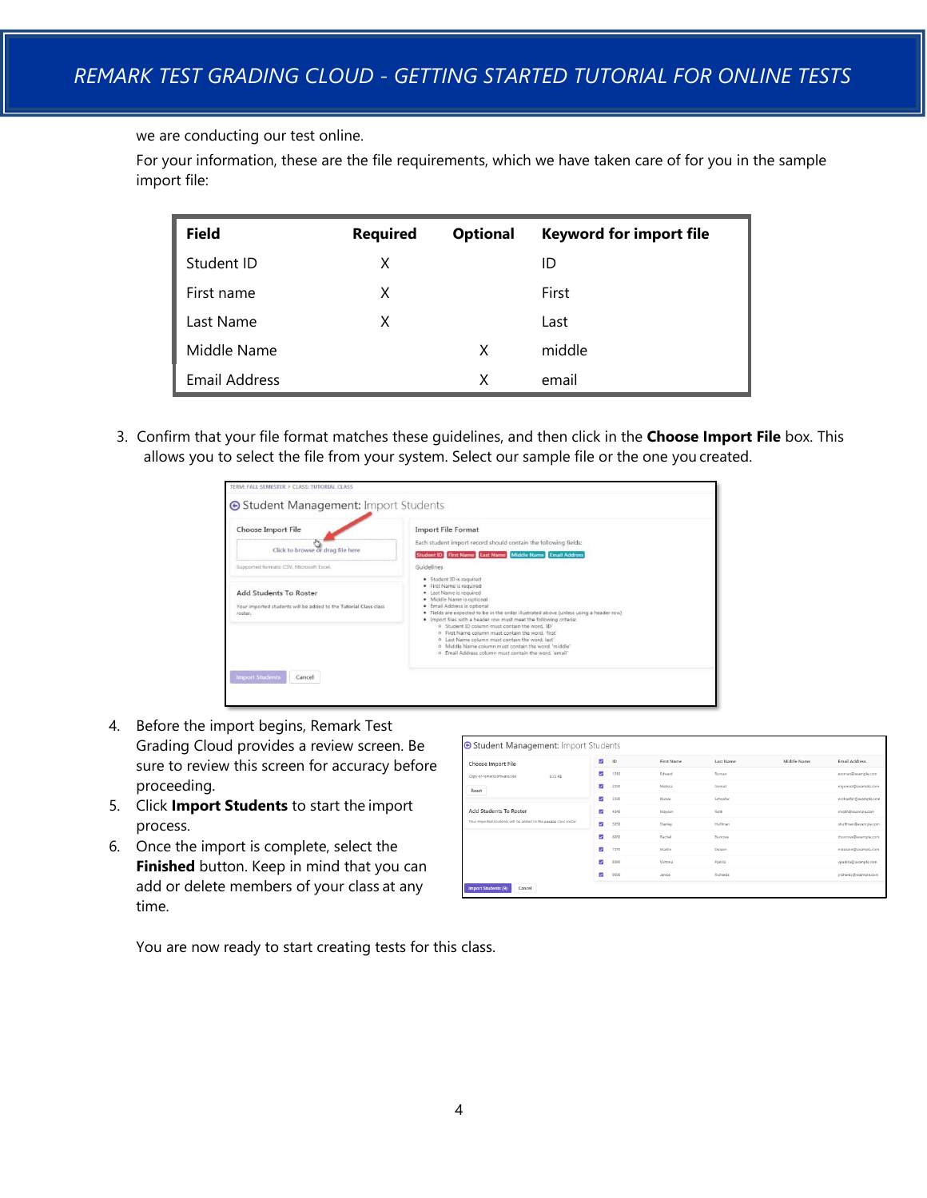we are conducting our test online.

For your information, these are the file requirements, which we have taken care of for you in the sample import file:

| Field | Required | Optional | Keyword for import file |
| --- | --- | --- | --- |
| Student ID | X | | ID |
| First name | X | | First |
| Last Name | X | | Last |
| Middle Name | | X | middle |
| Email Address | | X | email |

3. Confirm that your file format matches these guidelines, and then click in the **Choose Import File** box. This allows you to select the file from your system. Select our sample file or the one you created.

4. Before the import begins, Remark Test Grading Cloud provides a review screen. Be sure to review this screen for accuracy before proceeding.
5. Click **Import Students** to start the import process.
6. Once the import is complete, select the **Finished** button. Keep in mind that you can add or delete members of your class at any time.

You are now ready to start creating tests for this class.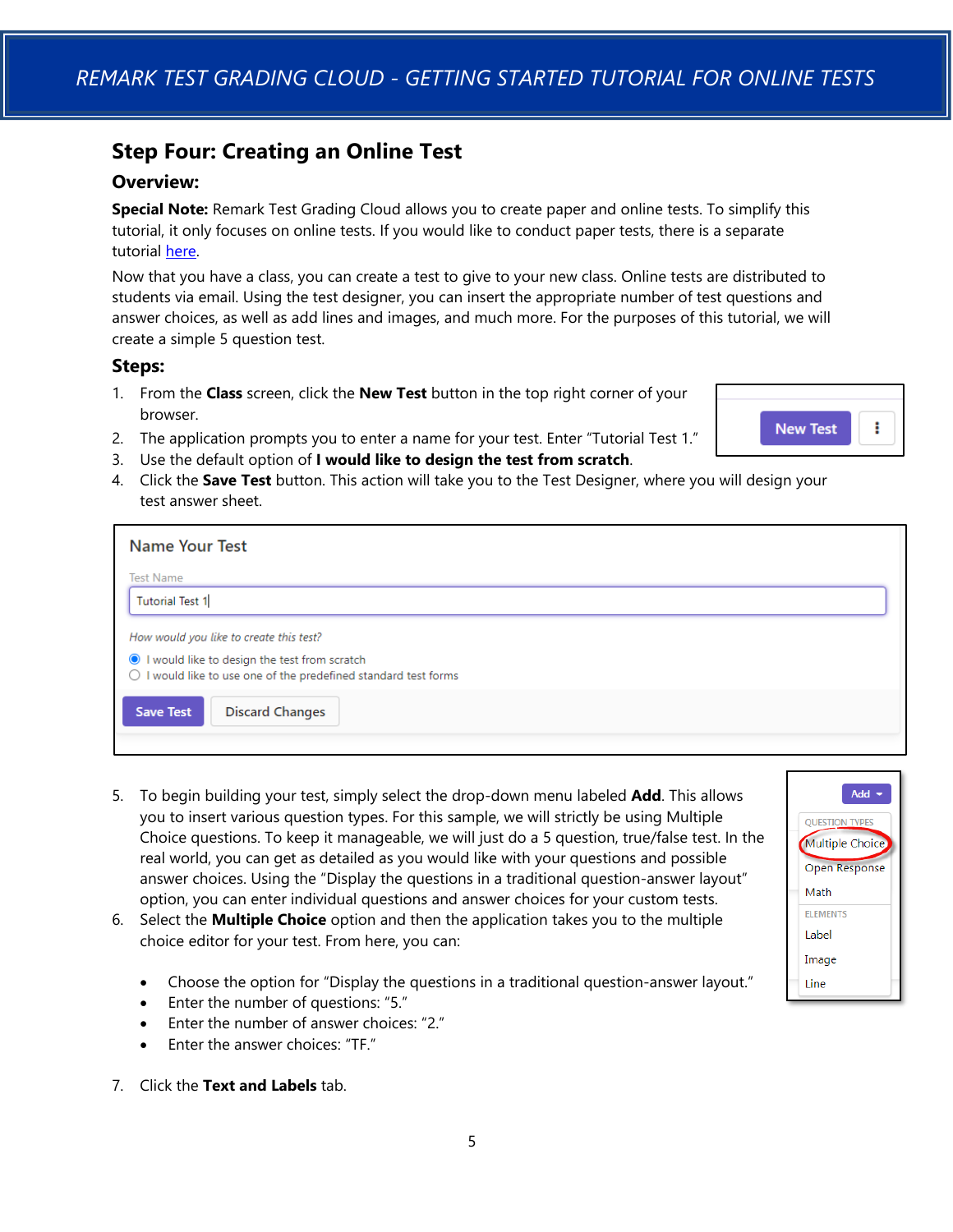## Step Four: Creating an Online Test

### Overview:

**Special Note:** Remark Test Grading Cloud allows you to create paper and online tests. To simplify this tutorial, it only focuses on online tests. If you would like to conduct paper tests, there is a separate tutorial here.

Now that you have a class, you can create a test to give to your new class. Online tests are distributed to students via email. Using the test designer, you can insert the appropriate number of test questions and answer choices, as well as add lines and images, and much more. For the purposes of this tutorial, we will create a simple 5 question test.

### Steps:

1. From the **Class** screen, click the **New Test** button in the top right corner of your browser.
2. The application prompts you to enter a name for your test. Enter "Tutorial Test 1."
3. Use the default option of **I would like to design the test from scratch**.
4. Click the **Save Test** button. This action will take you to the Test Designer, where you will design your test answer sheet.

5. To begin building your test, simply select the drop-down menu labeled **Add**. This allows you to insert various question types. For this sample, we will strictly be using Multiple Choice questions. To keep it manageable, we will just do a 5 question, true/false test. In the real world, you can get as detailed as you would like with your questions and possible answer choices. Using the "Display the questions in a traditional question-answer layout" option, you can enter individual questions and answer choices for your custom tests.
6. Select the **Multiple Choice** option and then the application takes you to the multiple choice editor for your test. From here, you can:
   - Choose the option for "Display the questions in a traditional question-answer layout."
   - Enter the number of questions: "5."
   - Enter the number of answer choices: "2."
   - Enter the answer choices: "TF."
7. Click the **Text and Labels** tab.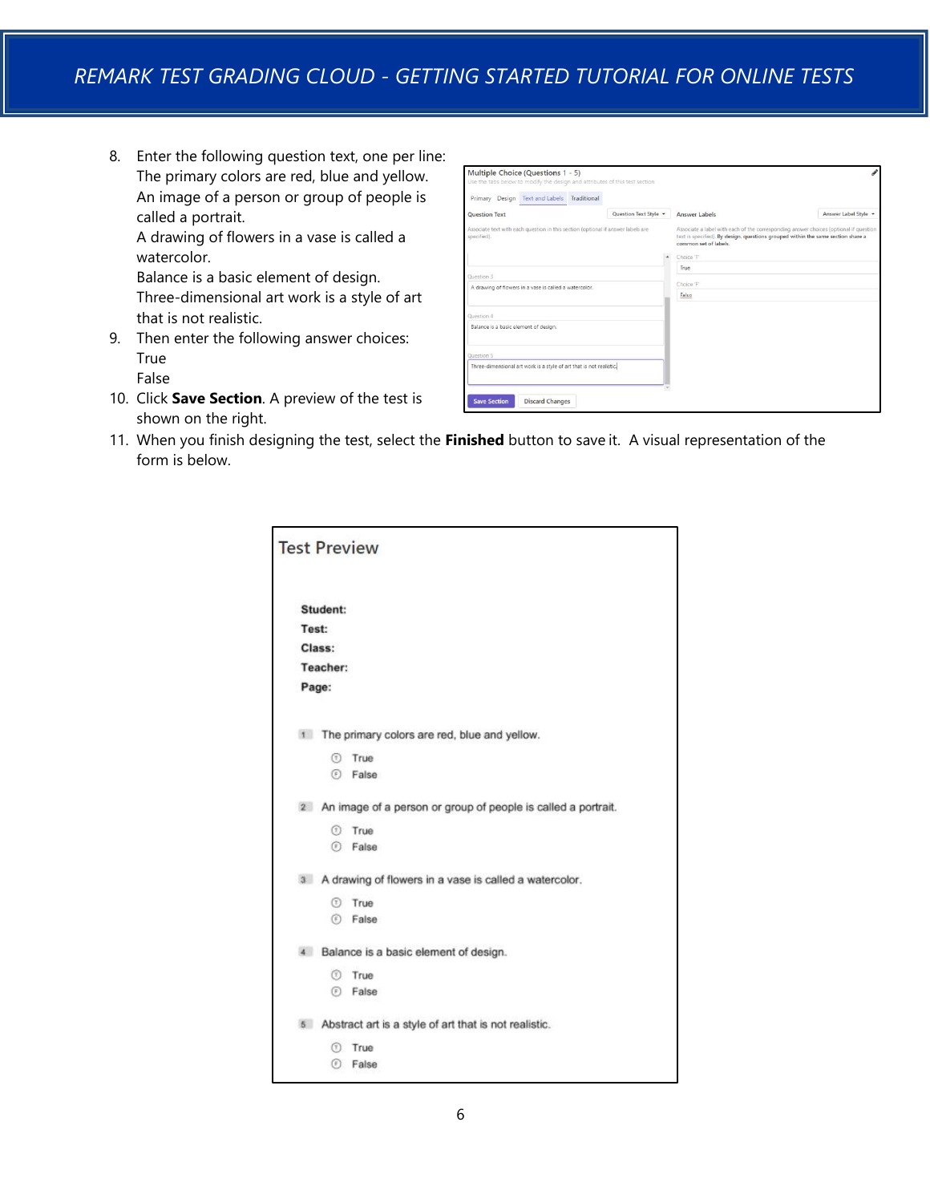8. Enter the following question text, one per line:
   The primary colors are red, blue and yellow.
   An image of a person or group of people is called a portrait.
   A drawing of flowers in a vase is called a watercolor.
   Balance is a basic element of design.
   Three-dimensional art work is a style of art that is not realistic.
9. Then enter the following answer choices:
   True
   False
10. Click **Save Section**. A preview of the test is shown on the right.
11. When you finish designing the test, select the **Finished** button to save it. A visual representation of the form is below.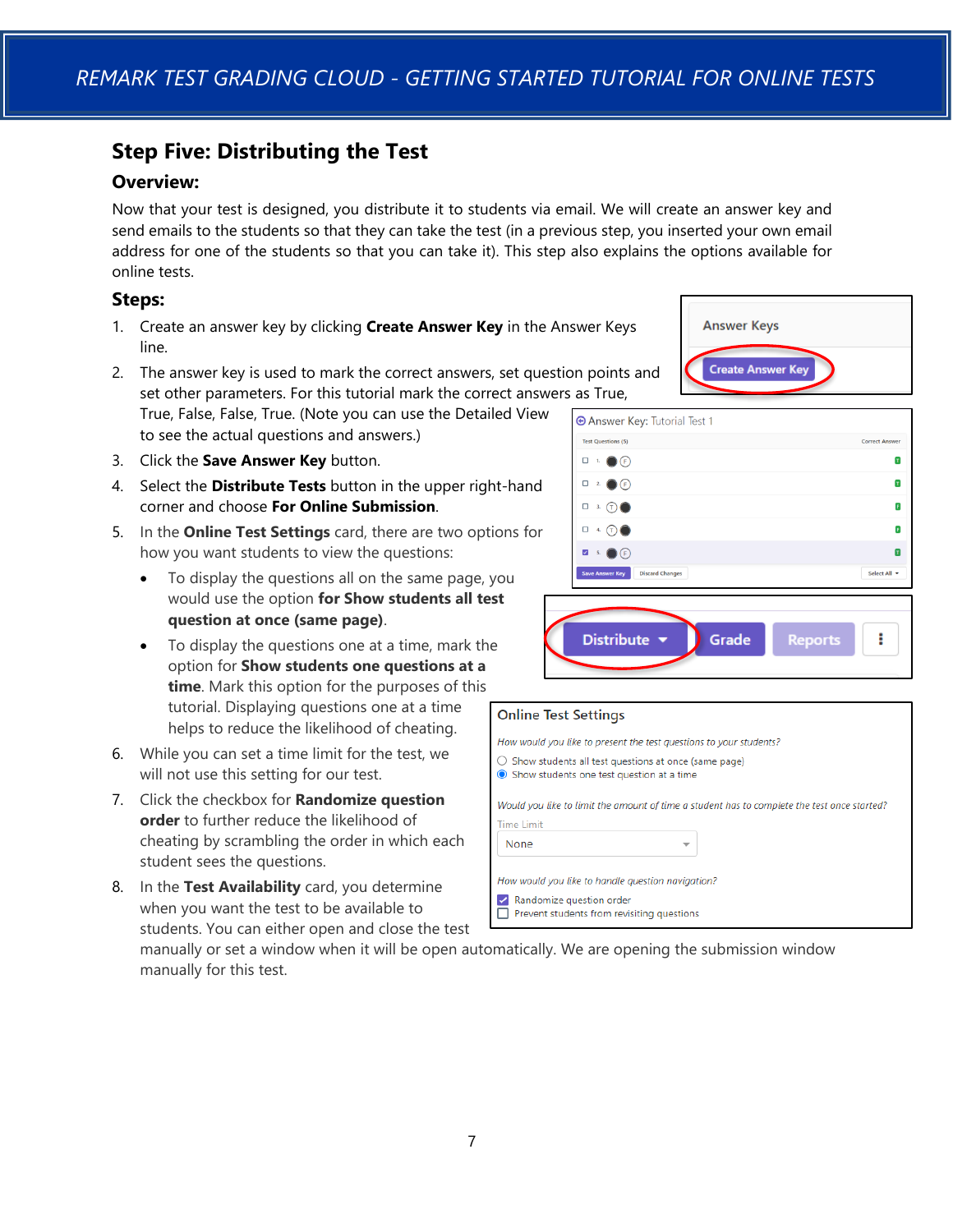## Step Five: Distributing the Test

### Overview:

Now that your test is designed, you distribute it to students via email. We will create an answer key and send emails to the students so that they can take the test (in a previous step, you inserted your own email address for one of the students so that you can take it). This step also explains the options available for online tests.

### Steps:

1. Create an answer key by clicking **Create Answer Key** in the Answer Keys line.
2. The answer key is used to mark the correct answers, set question points and set other parameters. For this tutorial mark the correct answers as True, True, False, False, True. (Note you can use the Detailed View to see the actual questions and answers.)
3. Click the **Save Answer Key** button.
4. Select the **Distribute Tests** button in the upper right-hand corner and choose **For Online Submission**.
5. In the **Online Test Settings** card, there are two options for how you want students to view the questions:
   - To display the questions all on the same page, you would use the option **for Show students all test question at once (same page)**.
   - To display the questions one at a time, mark the option for **Show students one questions at a time**. Mark this option for the purposes of this tutorial. Displaying questions one at a time helps to reduce the likelihood of cheating.
6. While you can set a time limit for the test, we will not use this setting for our test.
7. Click the checkbox for **Randomize question order** to further reduce the likelihood of cheating by scrambling the order in which each student sees the questions.
8. In the **Test Availability** card, you determine when you want the test to be available to students. You can either open and close the test manually or set a window when it will be open automatically. We are opening the submission window manually for this test.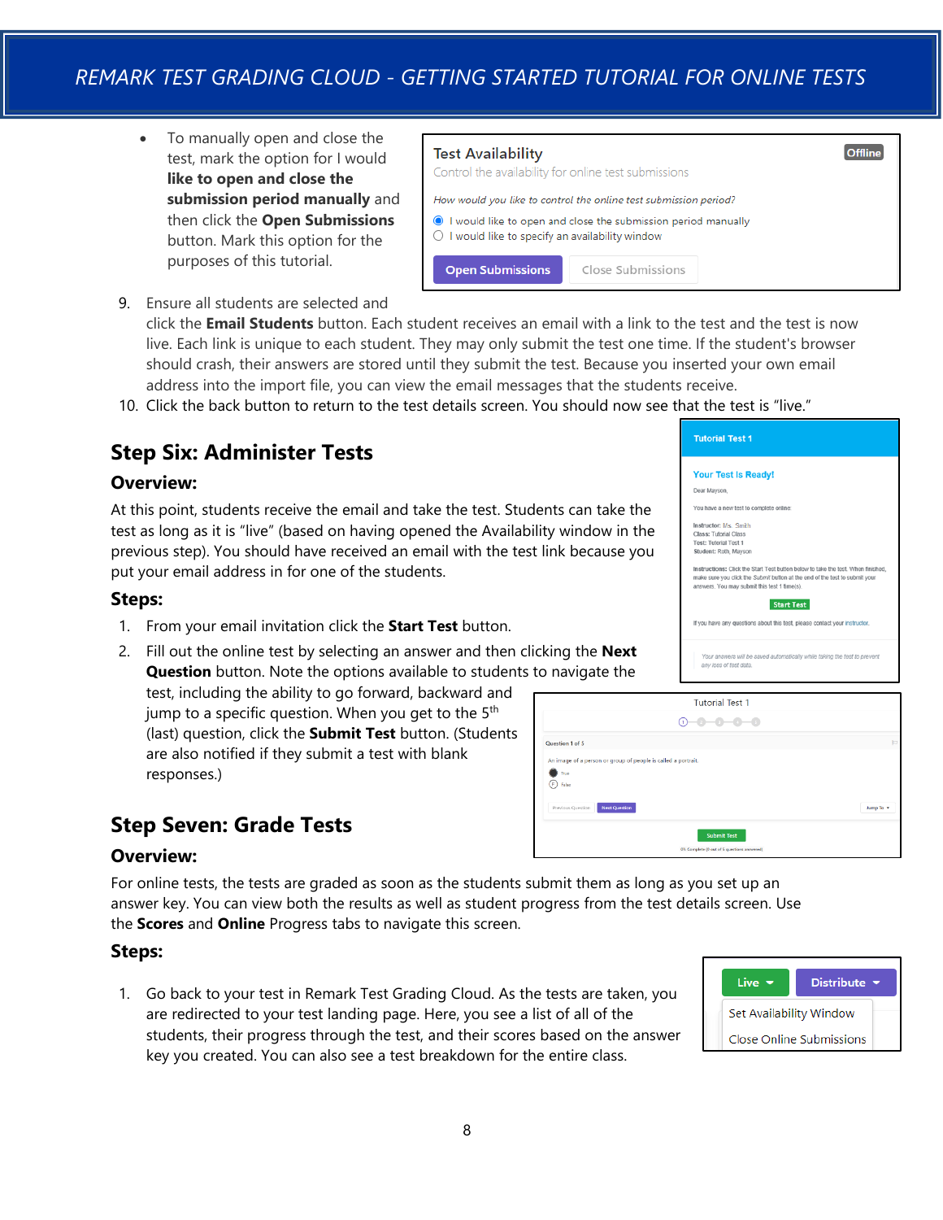- To manually open and close the test, mark the option for I would **like to open and close the submission period manually** and then click the **Open Submissions** button. Mark this option for the purposes of this tutorial.

9. Ensure all students are selected and click the **Email Students** button. Each student receives an email with a link to the test and the test is now live. Each link is unique to each student. They may only submit the test one time. If the student's browser should crash, their answers are stored until they submit the test. Because you inserted your own email address into the import file, you can view the email messages that the students receive.
10. Click the back button to return to the test details screen. You should now see that the test is "live."

## Step Six: Administer Tests

### Overview:

At this point, students receive the email and take the test. Students can take the test as long as it is "live" (based on having opened the Availability window in the previous step). You should have received an email with the test link because you put your email address in for one of the students.

### Steps:

1. From your email invitation click the **Start Test** button.
2. Fill out the online test by selecting an answer and then clicking the **Next Question** button. Note the options available to students to navigate the test, including the ability to go forward, backward and jump to a specific question. When you get to the 5th (last) question, click the **Submit Test** button. (Students are also notified if they submit a test with blank responses.)

## Step Seven: Grade Tests

### Overview:

For online tests, the tests are graded as soon as the students submit them as long as you set up an answer key. You can view both the results as well as student progress from the test details screen. Use the **Scores** and **Online** Progress tabs to navigate this screen.

### Steps:

1. Go back to your test in Remark Test Grading Cloud. As the tests are taken, you are redirected to your test landing page. Here, you see a list of all of the students, their progress through the test, and their scores based on the answer key you created. You can also see a test breakdown for the entire class.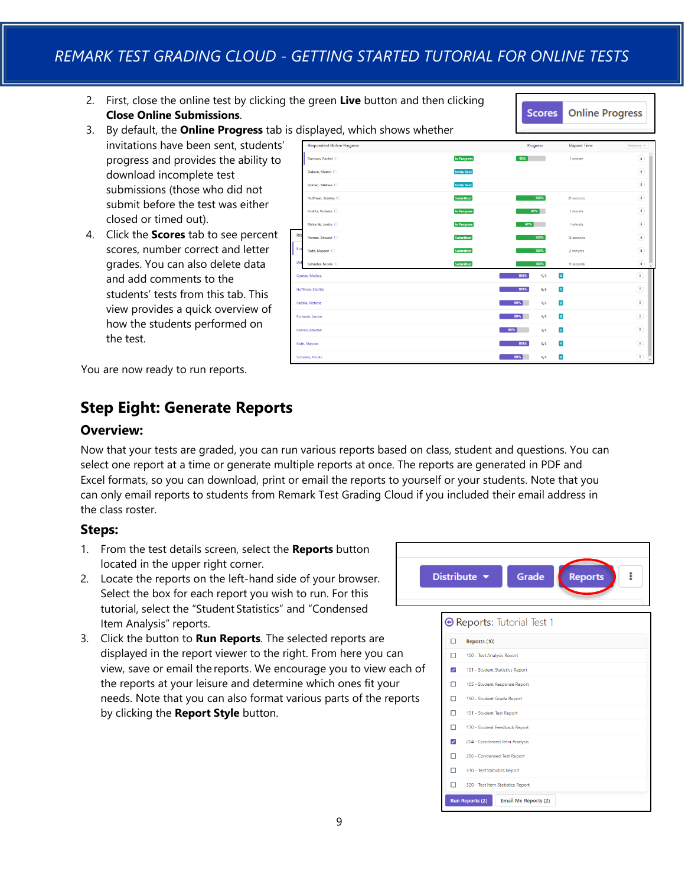2. First, close the online test by clicking the green **Live** button and then clicking **Close Online Submissions**.
3. By default, the **Online Progress** tab is displayed, which shows whether invitations have been sent, students' progress and provides the ability to download incomplete test submissions (those who did not submit before the test was either closed or timed out).
4. Click the **Scores** tab to see percent scores, number correct and letter grades. You can also delete data and add comments to the students' tests from this tab. This view provides a quick overview of how the students performed on the test.

You are now ready to run reports.

## Step Eight: Generate Reports

### Overview:

Now that your tests are graded, you can run various reports based on class, student and questions. You can select one report at a time or generate multiple reports at once. The reports are generated in PDF and Excel formats, so you can download, print or email the reports to yourself or your students. Note that you can only email reports to students from Remark Test Grading Cloud if you included their email address in the class roster.

### Steps:

1. From the test details screen, select the **Reports** button located in the upper right corner.
2. Locate the reports on the left-hand side of your browser. Select the box for each report you wish to run. For this tutorial, select the "Student Statistics" and "Condensed Item Analysis" reports.
3. Click the button to **Run Reports**. The selected reports are displayed in the report viewer to the right. From here you can view, save or email the reports. We encourage you to view each of the reports at your leisure and determine which ones fit your needs. Note that you can also format various parts of the reports by clicking the **Report Style** button.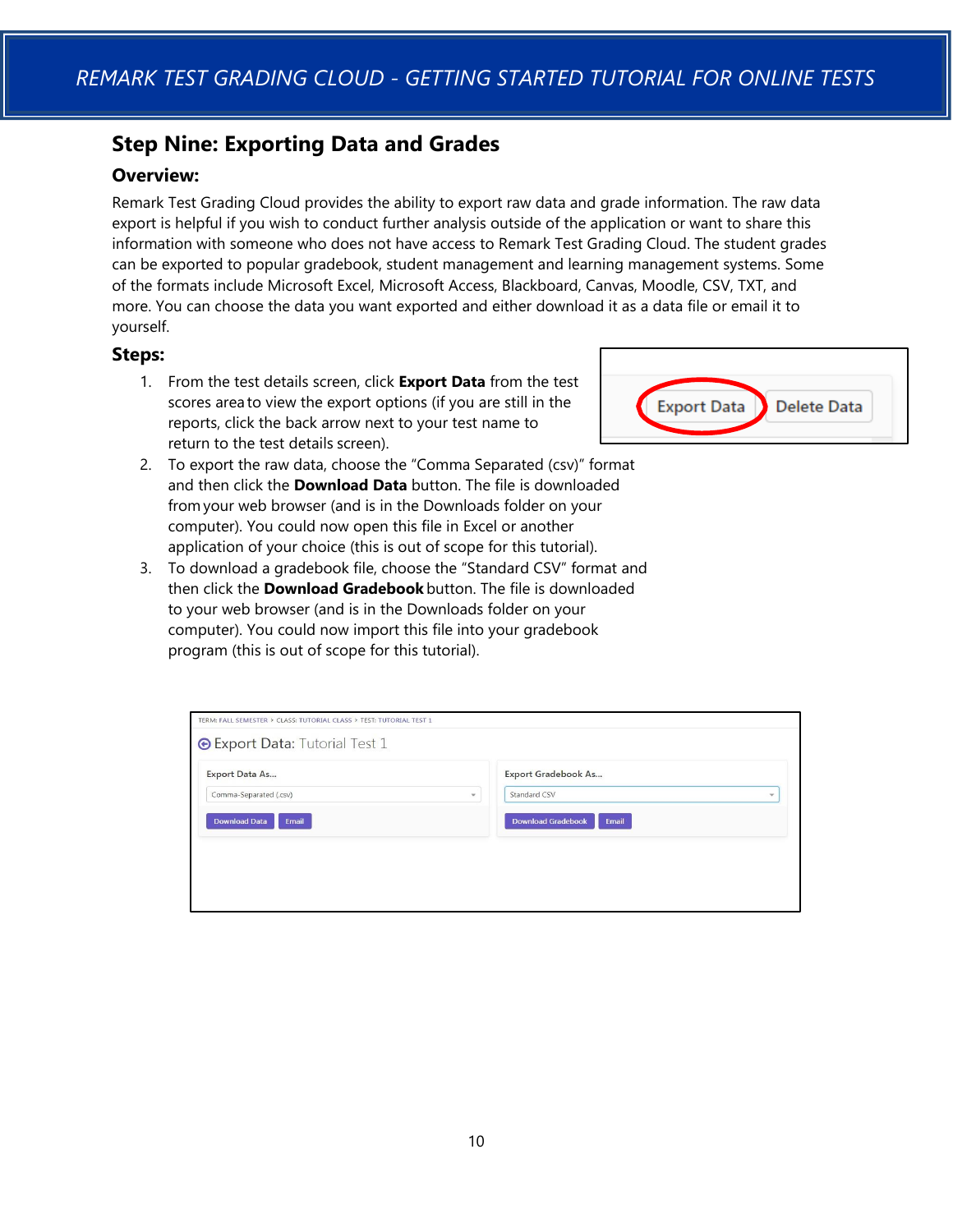## Step Nine: Exporting Data and Grades

### Overview:

Remark Test Grading Cloud provides the ability to export raw data and grade information. The raw data export is helpful if you wish to conduct further analysis outside of the application or want to share this information with someone who does not have access to Remark Test Grading Cloud. The student grades can be exported to popular gradebook, student management and learning management systems. Some of the formats include Microsoft Excel, Microsoft Access, Blackboard, Canvas, Moodle, CSV, TXT, and more. You can choose the data you want exported and either download it as a data file or email it to yourself.

### Steps:

1. From the test details screen, click **Export Data** from the test scores area to view the export options (if you are still in the reports, click the back arrow next to your test name to return to the test details screen).
2. To export the raw data, choose the "Comma Separated (csv)" format and then click the **Download Data** button. The file is downloaded from your web browser (and is in the Downloads folder on your computer). You could now open this file in Excel or another application of your choice (this is out of scope for this tutorial).
3. To download a gradebook file, choose the "Standard CSV" format and then click the **Download Gradebook** button. The file is downloaded to your web browser (and is in the Downloads folder on your computer). You could now import this file into your gradebook program (this is out of scope for this tutorial).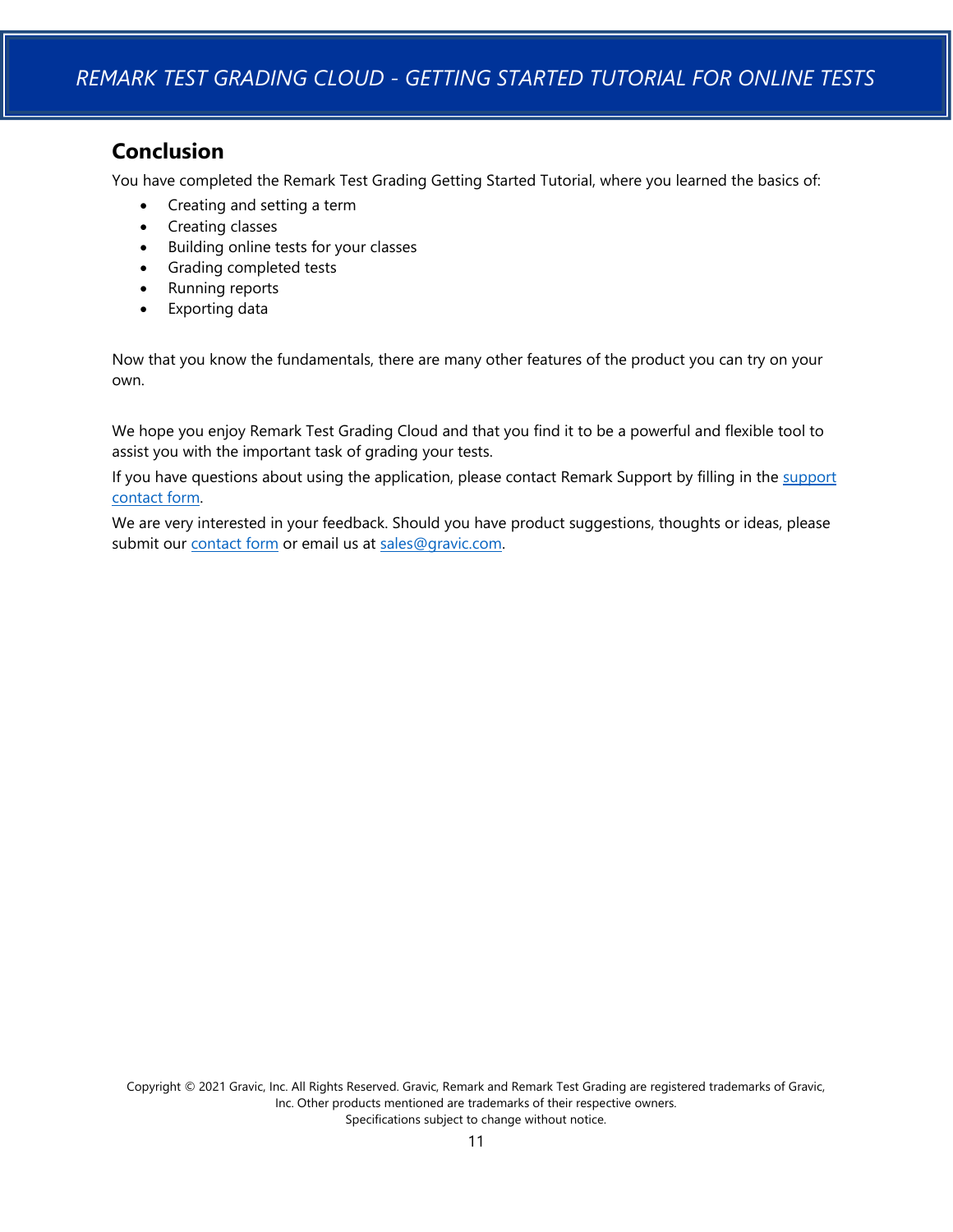## Conclusion

You have completed the Remark Test Grading Getting Started Tutorial, where you learned the basics of:

- Creating and setting a term
- Creating classes
- Building online tests for your classes
- Grading completed tests
- Running reports
- Exporting data

Now that you know the fundamentals, there are many other features of the product you can try on your own.

We hope you enjoy Remark Test Grading Cloud and that you find it to be a powerful and flexible tool to assist you with the important task of grading your tests.

If you have questions about using the application, please contact Remark Support by filling in the support contact form.

We are very interested in your feedback. Should you have product suggestions, thoughts or ideas, please submit our contact form or email us at sales@gravic.com.

Copyright © 2021 Gravic, Inc. All Rights Reserved. Gravic, Remark and Remark Test Grading are registered trademarks of Gravic, Inc. Other products mentioned are trademarks of their respective owners.
Specifications subject to change without notice.